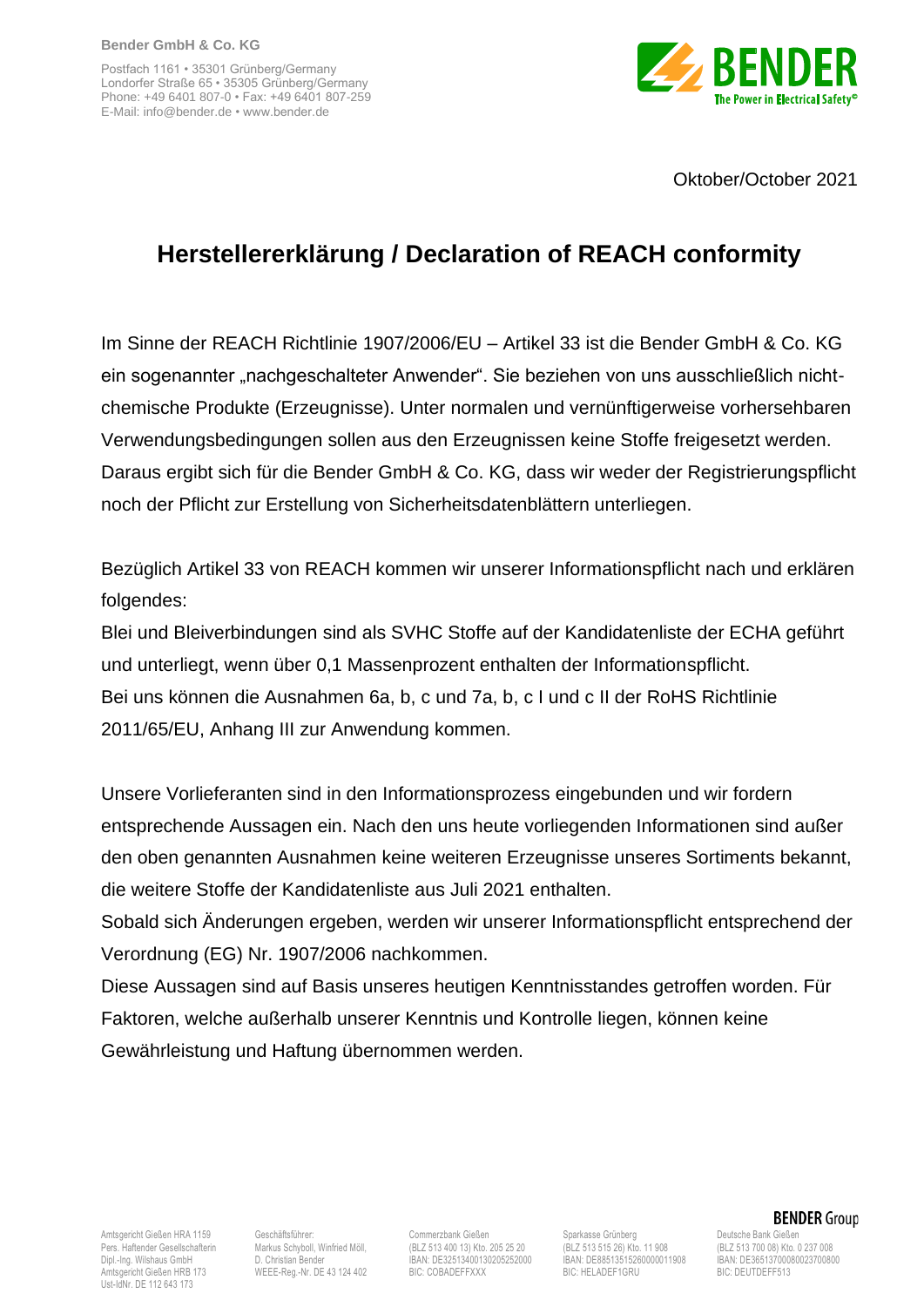Bender GmbH & Co. KG

Postfach 1161 • 35301 Grünberg/Germany
Londorfer Straße 65 • 35305 Grünberg/Germany
Phone: +49 6401 807-0 • Fax: +49 6401 807-259
E-Mail: info@bender.de • www.bender.de

BENDER
The Power in Electrical Safety©

Oktober/October 2021

# Herstellererklärung / Declaration of REACH conformity

Im Sinne der REACH Richtlinie 1907/2006/EU – Artikel 33 ist die Bender GmbH & Co. KG ein sogenannter „nachgeschalteter Anwender". Sie beziehen von uns ausschließlich nicht-chemische Produkte (Erzeugnisse). Unter normalen und vernünftigerweise vorhersehbaren Verwendungsbedingungen sollen aus den Erzeugnissen keine Stoffe freigesetzt werden. Daraus ergibt sich für die Bender GmbH & Co. KG, dass wir weder der Registrierungspflicht noch der Pflicht zur Erstellung von Sicherheitsdatenblättern unterliegen.

Bezüglich Artikel 33 von REACH kommen wir unserer Informationspflicht nach und erklären folgendes:
Blei und Bleiverbindungen sind als SVHC Stoffe auf der Kandidatenliste der ECHA geführt und unterliegt, wenn über 0,1 Massenprozent enthalten der Informationspflicht.
Bei uns können die Ausnahmen 6a, b, c und 7a, b, c I und c II der RoHS Richtlinie 2011/65/EU, Anhang III zur Anwendung kommen.

Unsere Vorlieferanten sind in den Informationsprozess eingebunden und wir fordern entsprechende Aussagen ein. Nach den uns heute vorliegenden Informationen sind außer den oben genannten Ausnahmen keine weiteren Erzeugnisse unseres Sortiments bekannt, die weitere Stoffe der Kandidatenliste aus Juli 2021 enthalten.
Sobald sich Änderungen ergeben, werden wir unserer Informationspflicht entsprechend der Verordnung (EG) Nr. 1907/2006 nachkommen.
Diese Aussagen sind auf Basis unseres heutigen Kenntnisstandes getroffen worden. Für Faktoren, welche außerhalb unserer Kenntnis und Kontrolle liegen, können keine Gewährleistung und Haftung übernommen werden.

BENDER Group

Amtsgericht Gießen HRA 1159
Pers. Haftender Gesellschafterin
Dipl.-Ing. Wilshaus GmbH
Amtsgericht Gießen HRB 173
Ust-IdNr. DE 112 643 173

Geschäftsführer:
Markus Schyboll, Winfried Möll,
D. Christian Bender
WEEE-Reg.-Nr. DE 43 124 402

Commerzbank Gießen
(BLZ 513 400 13) Kto. 205 25 20
IBAN: DE32513400130205252000
BIC: COBADEFFXXX

Sparkasse Grünberg
(BLZ 513 515 26) Kto. 11 908
IBAN: DE88513515260000011908
BIC: HELADEF1GRU

Deutsche Bank Gießen
(BLZ 513 700 08) Kto. 0 237 008
IBAN: DE36513700080023700800
BIC: DEUTDEFF513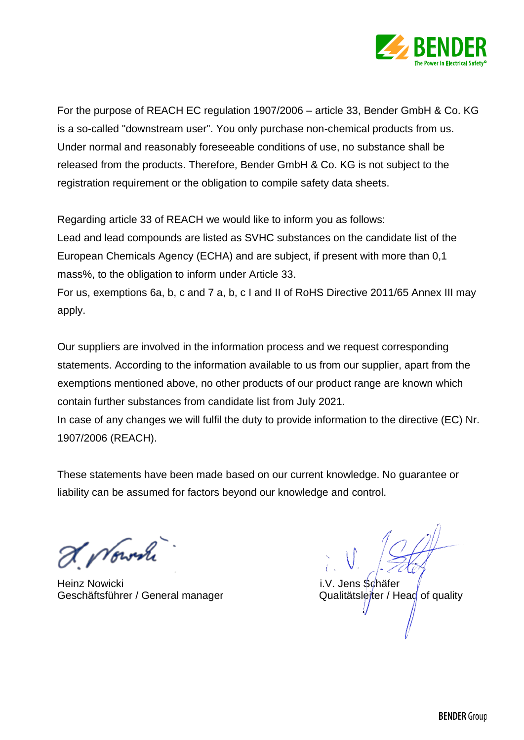For the purpose of REACH EC regulation 1907/2006 – article 33, Bender GmbH & Co. KG is a so-called "downstream user". You only purchase non-chemical products from us. Under normal and reasonably foreseeable conditions of use, no substance shall be released from the products. Therefore, Bender GmbH & Co. KG is not subject to the registration requirement or the obligation to compile safety data sheets.

Regarding article 33 of REACH we would like to inform you as follows:
Lead and lead compounds are listed as SVHC substances on the candidate list of the European Chemicals Agency (ECHA) and are subject, if present with more than 0,1 mass%, to the obligation to inform under Article 33.
For us, exemptions 6a, b, c and 7 a, b, c I and II of RoHS Directive 2011/65 Annex III may apply.

Our suppliers are involved in the information process and we request corresponding statements. According to the information available to us from our supplier, apart from the exemptions mentioned above, no other products of our product range are known which contain further substances from candidate list from July 2021.
In case of any changes we will fulfil the duty to provide information to the directive (EC) Nr. 1907/2006 (REACH).

These statements have been made based on our current knowledge. No guarantee or liability can be assumed for factors beyond our knowledge and control.

Heinz Nowicki
Geschäftsführer / General manager

i.V. Jens Schäfer
Qualitätsleiter / Head of quality